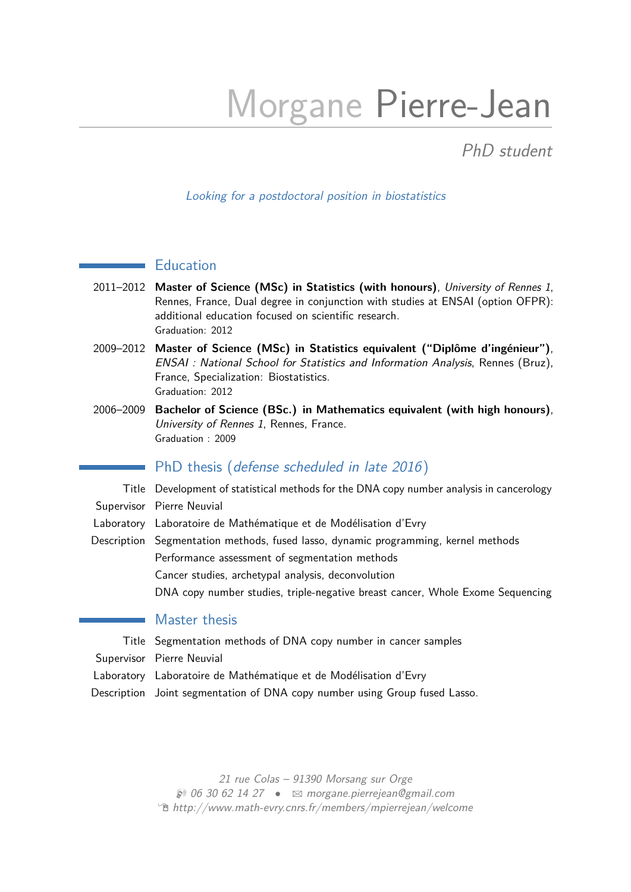# Morgane Pierre-Jean

*PhD student*

*Looking for a postdoctoral position in biostatistics*

## Education

2011–2012 **Master of Science (MSc) in Statistics (with honours)**, *University of Rennes 1*, Rennes, France, Dual degree in conjunction with studies at ENSAI (option OFPR): additional education focused on scientific research.
Graduation: 2012

2009–2012 **Master of Science (MSc) in Statistics equivalent ("Diplôme d'ingénieur")**, *ENSAI : National School for Statistics and Information Analysis*, Rennes (Bruz), France, Specialization: Biostatistics.
Graduation: 2012

2006–2009 **Bachelor of Science (BSc.) in Mathematics equivalent (with high honours)**, *University of Rennes 1*, Rennes, France.
Graduation : 2009

## PhD thesis (*defense scheduled in late 2016*)

Title: Development of statistical methods for the DNA copy number analysis in cancerology

Supervisor: Pierre Neuvial

Laboratory: Laboratoire de Mathématique et de Modélisation d'Evry

Description: Segmentation methods, fused lasso, dynamic programming, kernel methods
Performance assessment of segmentation methods
Cancer studies, archetypal analysis, deconvolution
DNA copy number studies, triple-negative breast cancer, Whole Exome Sequencing

## Master thesis

Title: Segmentation methods of DNA copy number in cancer samples

Supervisor: Pierre Neuvial

Laboratory: Laboratoire de Mathématique et de Modélisation d'Evry

Description: Joint segmentation of DNA copy number using Group fused Lasso.

*21 rue Colas – 91390 Morsang sur Orge*
*06 30 62 14 27* • *morgane.pierrejean@gmail.com*
*http://www.math-evry.cnrs.fr/members/mpierrejean/welcome*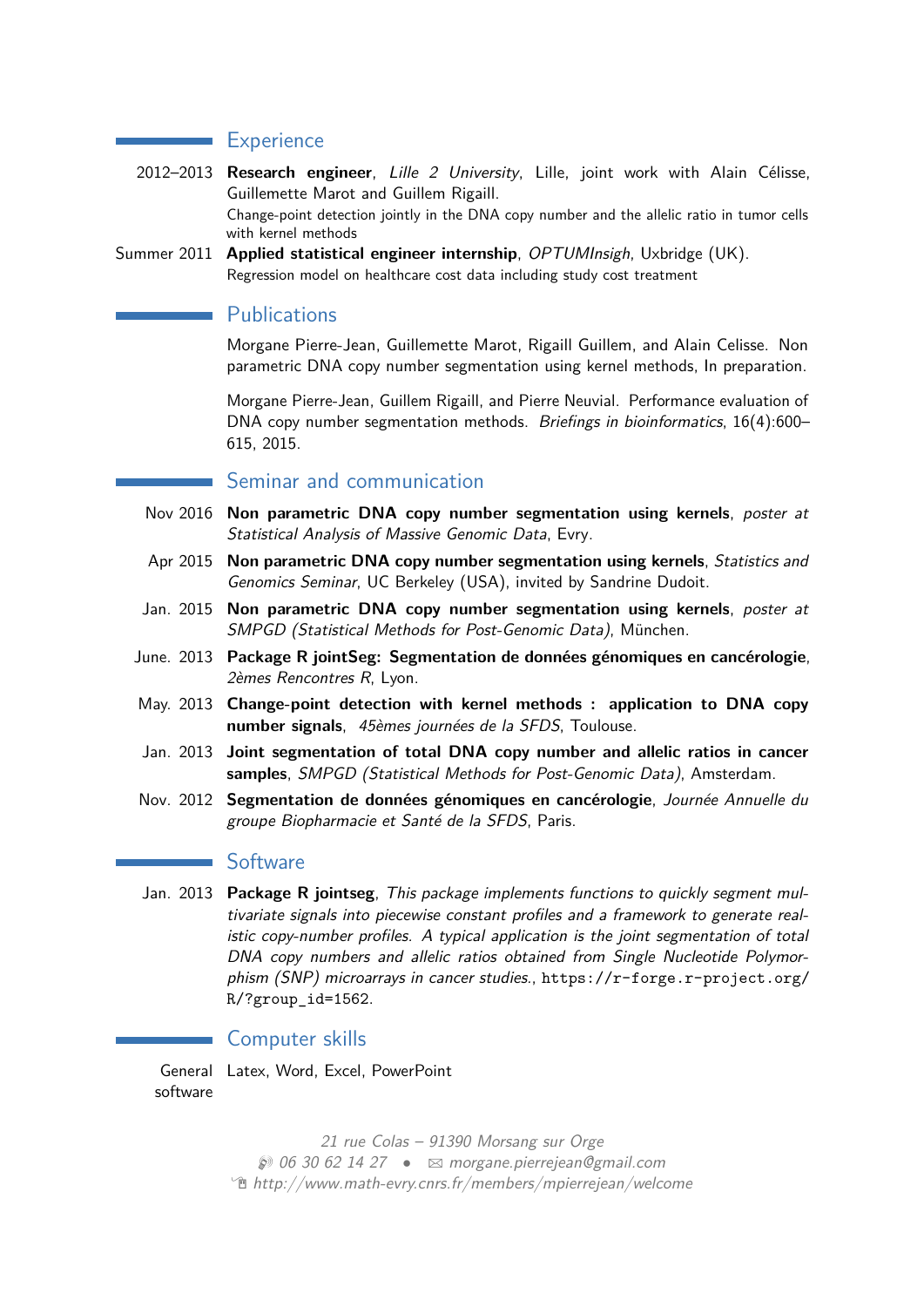## Experience

2012–2013 **Research engineer**, *Lille 2 University*, Lille, joint work with Alain Célisse, Guillemette Marot and Guillem Rigaill.
Change-point detection jointly in the DNA copy number and the allelic ratio in tumor cells with kernel methods

Summer 2011 **Applied statistical engineer internship**, *OPTUMInsigh*, Uxbridge (UK).
Regression model on healthcare cost data including study cost treatment

## Publications

Morgane Pierre-Jean, Guillemette Marot, Rigaill Guillem, and Alain Celisse. Non parametric DNA copy number segmentation using kernel methods, In preparation.

Morgane Pierre-Jean, Guillem Rigaill, and Pierre Neuvial. Performance evaluation of DNA copy number segmentation methods. *Briefings in bioinformatics*, 16(4):600–615, 2015.

## Seminar and communication

Nov 2016 **Non parametric DNA copy number segmentation using kernels**, *poster at Statistical Analysis of Massive Genomic Data*, Evry.

Apr 2015 **Non parametric DNA copy number segmentation using kernels**, *Statistics and Genomics Seminar*, UC Berkeley (USA), invited by Sandrine Dudoit.

Jan. 2015 **Non parametric DNA copy number segmentation using kernels**, *poster at SMPGD (Statistical Methods for Post-Genomic Data)*, München.

June. 2013 **Package R jointSeg: Segmentation de données génomiques en cancérologie**, *2èmes Rencontres R*, Lyon.

May. 2013 **Change-point detection with kernel methods : application to DNA copy number signals**, *45èmes journées de la SFDS*, Toulouse.

Jan. 2013 **Joint segmentation of total DNA copy number and allelic ratios in cancer samples**, *SMPGD (Statistical Methods for Post-Genomic Data)*, Amsterdam.

Nov. 2012 **Segmentation de données génomiques en cancérologie**, *Journée Annuelle du groupe Biopharmacie et Santé de la SFDS*, Paris.

## Software

Jan. 2013 **Package R jointseg**, *This package implements functions to quickly segment multivariate signals into piecewise constant profiles and a framework to generate realistic copy-number profiles. A typical application is the joint segmentation of total DNA copy numbers and allelic ratios obtained from Single Nucleotide Polymorphism (SNP) microarrays in cancer studies.*, https://r-forge.r-project.org/R/?group_id=1562.

## Computer skills

General software Latex, Word, Excel, PowerPoint

*21 rue Colas – 91390 Morsang sur Orge*
*06 30 62 14 27* • *morgane.pierrejean@gmail.com*
*http://www.math-evry.cnrs.fr/members/mpierrejean/welcome*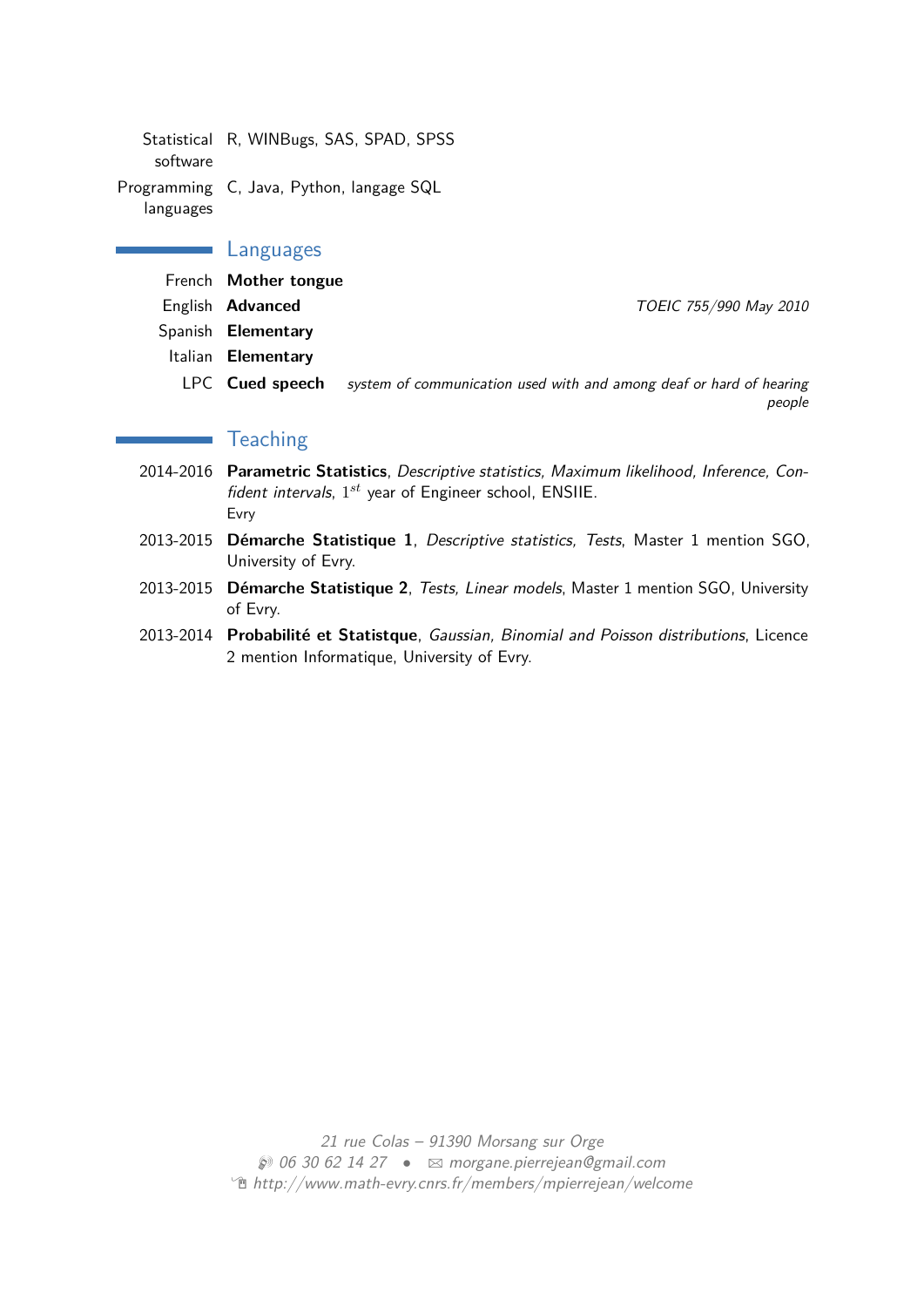Statistical software R, WINBugs, SAS, SPAD, SPSS

Programming languages C, Java, Python, langage SQL

## Languages

French **Mother tongue**

English **Advanced** *TOEIC 755/990 May 2010*

Spanish **Elementary**

Italian **Elementary**

LPC **Cued speech** *system of communication used with and among deaf or hard of hearing people*

## Teaching

2014-2016 **Parametric Statistics**, *Descriptive statistics, Maximum likelihood, Inference, Confident intervals*, $1^{st}$ year of Engineer school, ENSIIE.
Evry

2013-2015 **Démarche Statistique 1**, *Descriptive statistics, Tests*, Master 1 mention SGO, University of Evry.

2013-2015 **Démarche Statistique 2**, *Tests, Linear models*, Master 1 mention SGO, University of Evry.

2013-2014 **Probabilité et Statistque**, *Gaussian, Binomial and Poisson distributions*, Licence 2 mention Informatique, University of Evry.

*21 rue Colas – 91390 Morsang sur Orge*
*06 30 62 14 27* • *morgane.pierrejean@gmail.com*
*http://www.math-evry.cnrs.fr/members/mpierrejean/welcome*